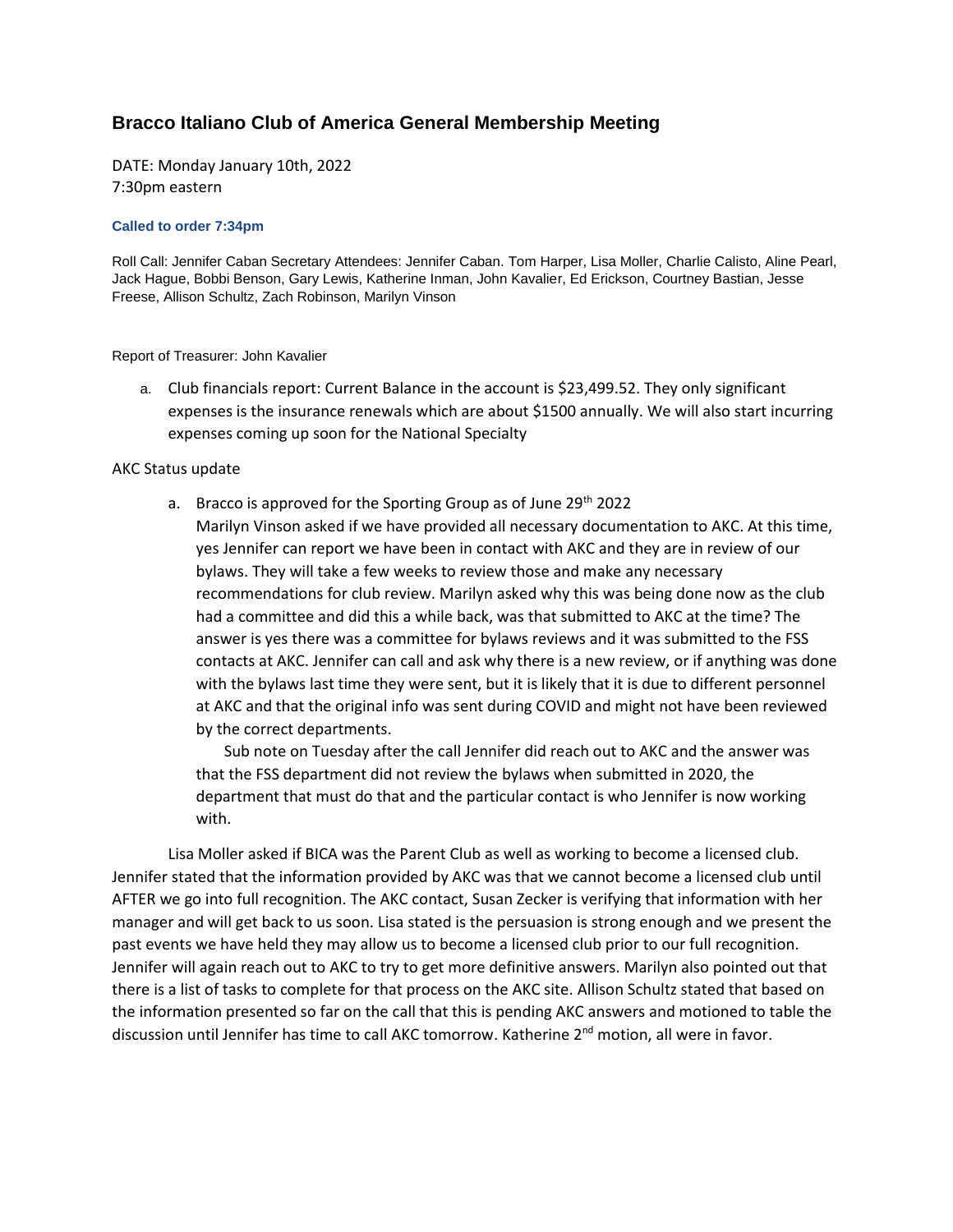# Bracco Italiano Club of America General Membership Meeting

DATE: Monday January 10th, 2022
7:30pm eastern

**Called to order 7:34pm**

Roll Call: Jennifer Caban Secretary Attendees: Jennifer Caban. Tom Harper, Lisa Moller, Charlie Calisto, Aline Pearl, Jack Hague, Bobbi Benson, Gary Lewis, Katherine Inman, John Kavalier, Ed Erickson, Courtney Bastian, Jesse Freese, Allison Schultz, Zach Robinson, Marilyn Vinson

Report of Treasurer: John Kavalier

a. Club financials report: Current Balance in the account is $23,499.52. They only significant expenses is the insurance renewals which are about $1500 annually. We will also start incurring expenses coming up soon for the National Specialty

AKC Status update

a. Bracco is approved for the Sporting Group as of June 29th 2022
Marilyn Vinson asked if we have provided all necessary documentation to AKC. At this time, yes Jennifer can report we have been in contact with AKC and they are in review of our bylaws. They will take a few weeks to review those and make any necessary recommendations for club review. Marilyn asked why this was being done now as the club had a committee and did this a while back, was that submitted to AKC at the time? The answer is yes there was a committee for bylaws reviews and it was submitted to the FSS contacts at AKC. Jennifer can call and ask why there is a new review, or if anything was done with the bylaws last time they were sent, but it is likely that it is due to different personnel at AKC and that the original info was sent during COVID and might not have been reviewed by the correct departments.

Sub note on Tuesday after the call Jennifer did reach out to AKC and the answer was that the FSS department did not review the bylaws when submitted in 2020, the department that must do that and the particular contact is who Jennifer is now working with.

Lisa Moller asked if BICA was the Parent Club as well as working to become a licensed club. Jennifer stated that the information provided by AKC was that we cannot become a licensed club until AFTER we go into full recognition. The AKC contact, Susan Zecker is verifying that information with her manager and will get back to us soon. Lisa stated is the persuasion is strong enough and we present the past events we have held they may allow us to become a licensed club prior to our full recognition. Jennifer will again reach out to AKC to try to get more definitive answers. Marilyn also pointed out that there is a list of tasks to complete for that process on the AKC site. Allison Schultz stated that based on the information presented so far on the call that this is pending AKC answers and motioned to table the discussion until Jennifer has time to call AKC tomorrow. Katherine 2nd motion, all were in favor.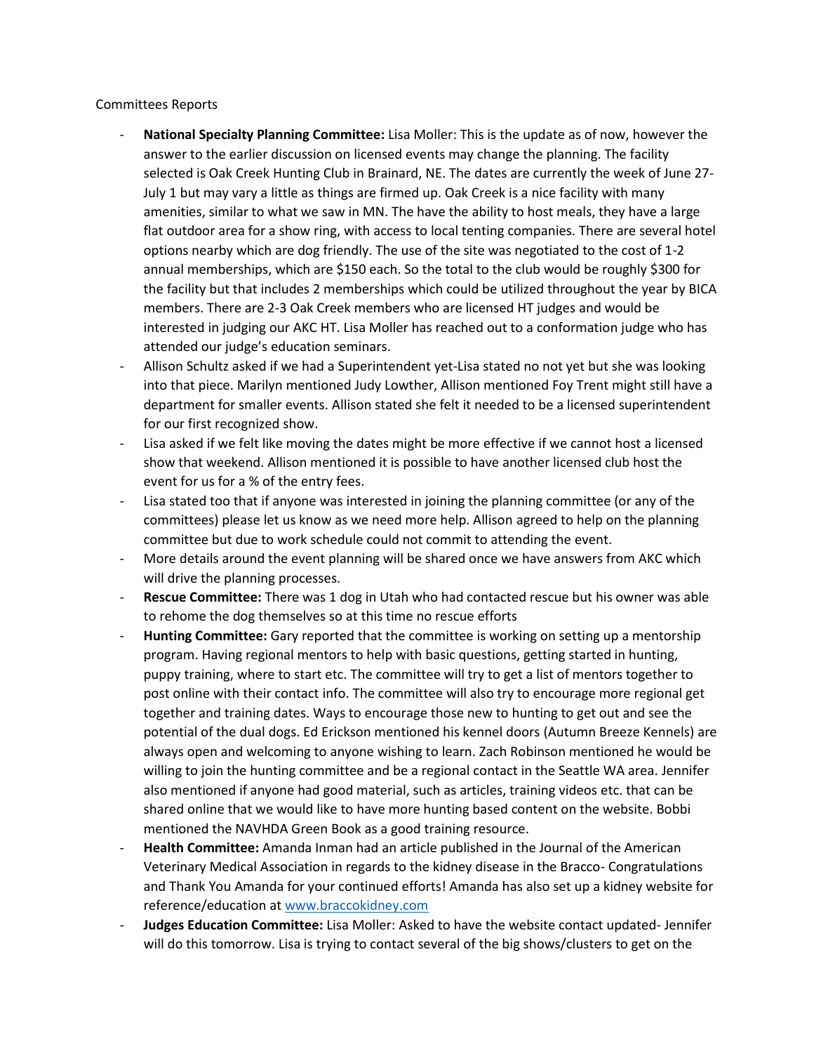Committees Reports

- **National Specialty Planning Committee:** Lisa Moller: This is the update as of now, however the answer to the earlier discussion on licensed events may change the planning. The facility selected is Oak Creek Hunting Club in Brainard, NE. The dates are currently the week of June 27-July 1 but may vary a little as things are firmed up. Oak Creek is a nice facility with many amenities, similar to what we saw in MN. The have the ability to host meals, they have a large flat outdoor area for a show ring, with access to local tenting companies. There are several hotel options nearby which are dog friendly. The use of the site was negotiated to the cost of 1-2 annual memberships, which are $150 each. So the total to the club would be roughly $300 for the facility but that includes 2 memberships which could be utilized throughout the year by BICA members. There are 2-3 Oak Creek members who are licensed HT judges and would be interested in judging our AKC HT. Lisa Moller has reached out to a conformation judge who has attended our judge's education seminars.
- Allison Schultz asked if we had a Superintendent yet-Lisa stated no not yet but she was looking into that piece. Marilyn mentioned Judy Lowther, Allison mentioned Foy Trent might still have a department for smaller events. Allison stated she felt it needed to be a licensed superintendent for our first recognized show.
- Lisa asked if we felt like moving the dates might be more effective if we cannot host a licensed show that weekend. Allison mentioned it is possible to have another licensed club host the event for us for a % of the entry fees.
- Lisa stated too that if anyone was interested in joining the planning committee (or any of the committees) please let us know as we need more help. Allison agreed to help on the planning committee but due to work schedule could not commit to attending the event.
- More details around the event planning will be shared once we have answers from AKC which will drive the planning processes.
- **Rescue Committee:** There was 1 dog in Utah who had contacted rescue but his owner was able to rehome the dog themselves so at this time no rescue efforts
- **Hunting Committee:** Gary reported that the committee is working on setting up a mentorship program. Having regional mentors to help with basic questions, getting started in hunting, puppy training, where to start etc. The committee will try to get a list of mentors together to post online with their contact info. The committee will also try to encourage more regional get together and training dates. Ways to encourage those new to hunting to get out and see the potential of the dual dogs. Ed Erickson mentioned his kennel doors (Autumn Breeze Kennels) are always open and welcoming to anyone wishing to learn. Zach Robinson mentioned he would be willing to join the hunting committee and be a regional contact in the Seattle WA area. Jennifer also mentioned if anyone had good material, such as articles, training videos etc. that can be shared online that we would like to have more hunting based content on the website. Bobbi mentioned the NAVHDA Green Book as a good training resource.
- **Health Committee:** Amanda Inman had an article published in the Journal of the American Veterinary Medical Association in regards to the kidney disease in the Bracco- Congratulations and Thank You Amanda for your continued efforts! Amanda has also set up a kidney website for reference/education at [www.braccokidney.com](http://www.braccokidney.com)
- **Judges Education Committee:** Lisa Moller: Asked to have the website contact updated- Jennifer will do this tomorrow. Lisa is trying to contact several of the big shows/clusters to get on the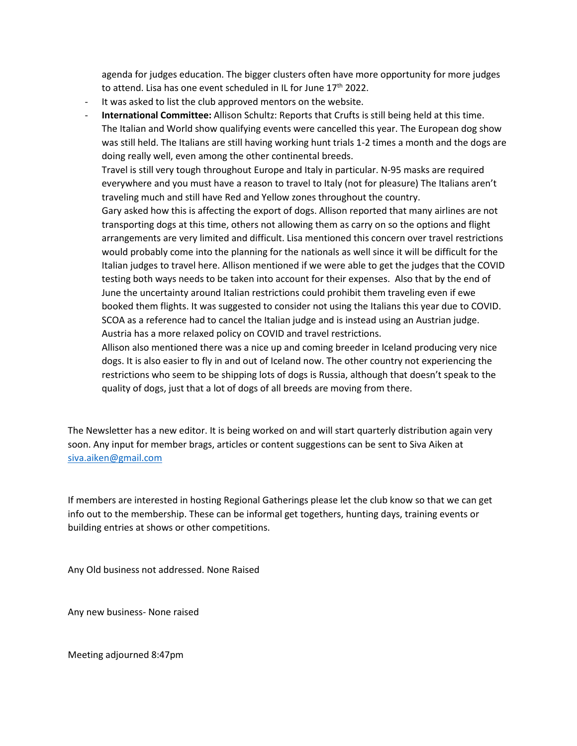agenda for judges education. The bigger clusters often have more opportunity for more judges to attend. Lisa has one event scheduled in IL for June 17th 2022.

- It was asked to list the club approved mentors on the website.
- **International Committee:** Allison Schultz: Reports that Crufts is still being held at this time. The Italian and World show qualifying events were cancelled this year. The European dog show was still held. The Italians are still having working hunt trials 1-2 times a month and the dogs are doing really well, even among the other continental breeds.

  Travel is still very tough throughout Europe and Italy in particular. N-95 masks are required everywhere and you must have a reason to travel to Italy (not for pleasure) The Italians aren't traveling much and still have Red and Yellow zones throughout the country.

  Gary asked how this is affecting the export of dogs. Allison reported that many airlines are not transporting dogs at this time, others not allowing them as carry on so the options and flight arrangements are very limited and difficult. Lisa mentioned this concern over travel restrictions would probably come into the planning for the nationals as well since it will be difficult for the Italian judges to travel here. Allison mentioned if we were able to get the judges that the COVID testing both ways needs to be taken into account for their expenses. Also that by the end of June the uncertainty around Italian restrictions could prohibit them traveling even if ewe booked them flights. It was suggested to consider not using the Italians this year due to COVID. SCOA as a reference had to cancel the Italian judge and is instead using an Austrian judge. Austria has a more relaxed policy on COVID and travel restrictions.

  Allison also mentioned there was a nice up and coming breeder in Iceland producing very nice dogs. It is also easier to fly in and out of Iceland now. The other country not experiencing the restrictions who seem to be shipping lots of dogs is Russia, although that doesn't speak to the quality of dogs, just that a lot of dogs of all breeds are moving from there.

The Newsletter has a new editor. It is being worked on and will start quarterly distribution again very soon. Any input for member brags, articles or content suggestions can be sent to Siva Aiken at siva.aiken@gmail.com

If members are interested in hosting Regional Gatherings please let the club know so that we can get info out to the membership. These can be informal get togethers, hunting days, training events or building entries at shows or other competitions.

Any Old business not addressed. None Raised

Any new business- None raised

Meeting adjourned 8:47pm